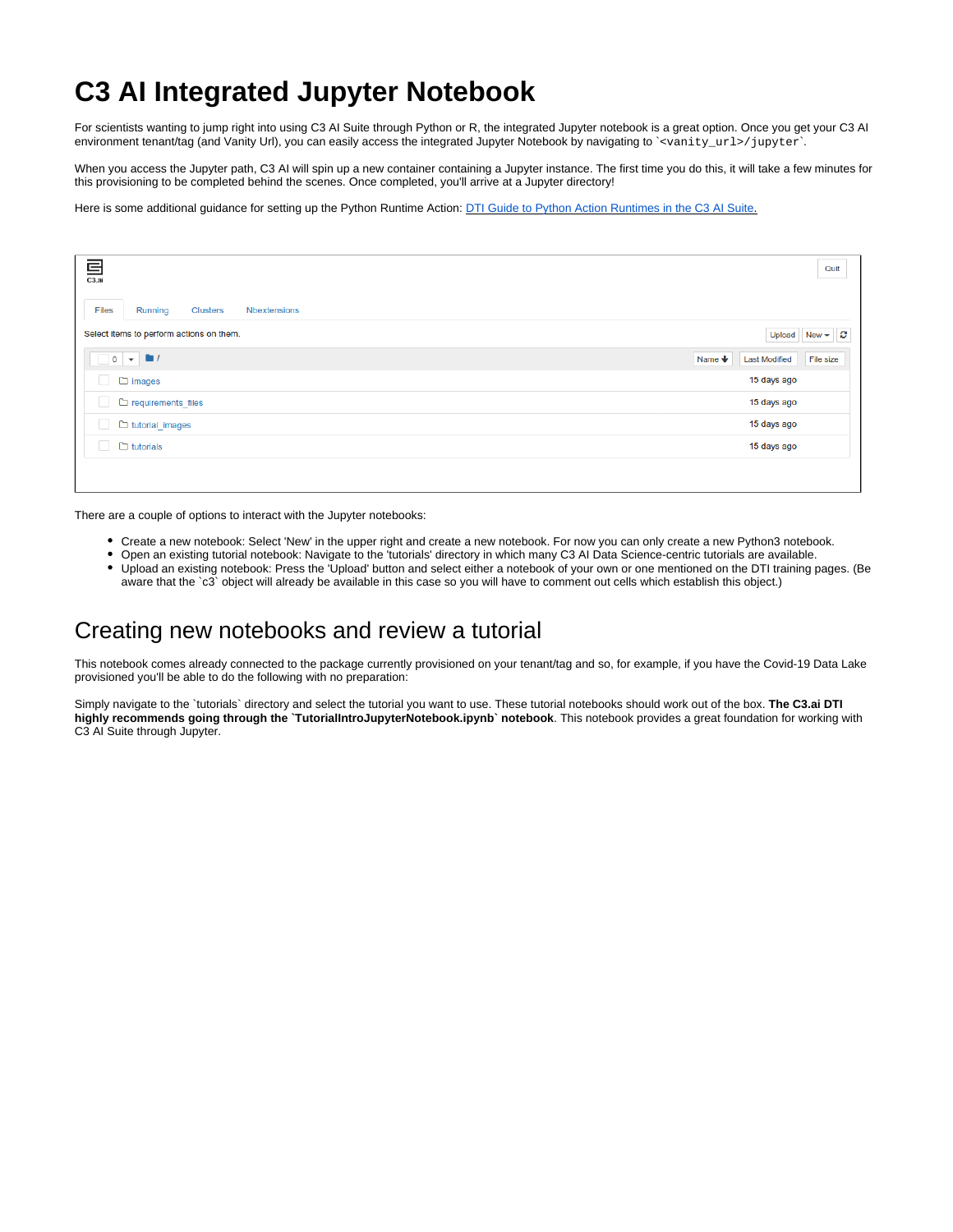# C3 AI Integrated Jupyter Notebook

For scientists wanting to jump right into using C3 AI Suite through Python or R, the integrated Jupyter notebook is a great option. Once you get your C3 AI environment tenant/tag (and Vanity Url), you can easily access the integrated Jupyter Notebook by navigating to `<vanity_url>/jupyter`.

When you access the Jupyter path, C3 AI will spin up a new container containing a Jupyter instance. The first time you do this, it will take a few minutes for this provisioning to be completed behind the scenes. Once completed, you'll arrive at a Jupyter directory!

Here is some additional guidance for setting up the Python Runtime Action: DTI Guide to Python Action Runtimes in the C3 AI Suite.

There are a couple of options to interact with the Jupyter notebooks:

- Create a new notebook: Select 'New' in the upper right and create a new notebook. For now you can only create a new Python3 notebook.
- Open an existing tutorial notebook: Navigate to the 'tutorials' directory in which many C3 AI Data Science-centric tutorials are available.
- Upload an existing notebook: Press the 'Upload' button and select either a notebook of your own or one mentioned on the DTI training pages. (Be aware that the `c3` object will already be available in this case so you will have to comment out cells which establish this object.)

## Creating new notebooks and review a tutorial

This notebook comes already connected to the package currently provisioned on your tenant/tag and so, for example, if you have the Covid-19 Data Lake provisioned you'll be able to do the following with no preparation:

Simply navigate to the `tutorials` directory and select the tutorial you want to use. These tutorial notebooks should work out of the box. **The C3.ai DTI highly recommends going through the `TutorialIntroJupyterNotebook.ipynb` notebook**. This notebook provides a great foundation for working with C3 AI Suite through Jupyter.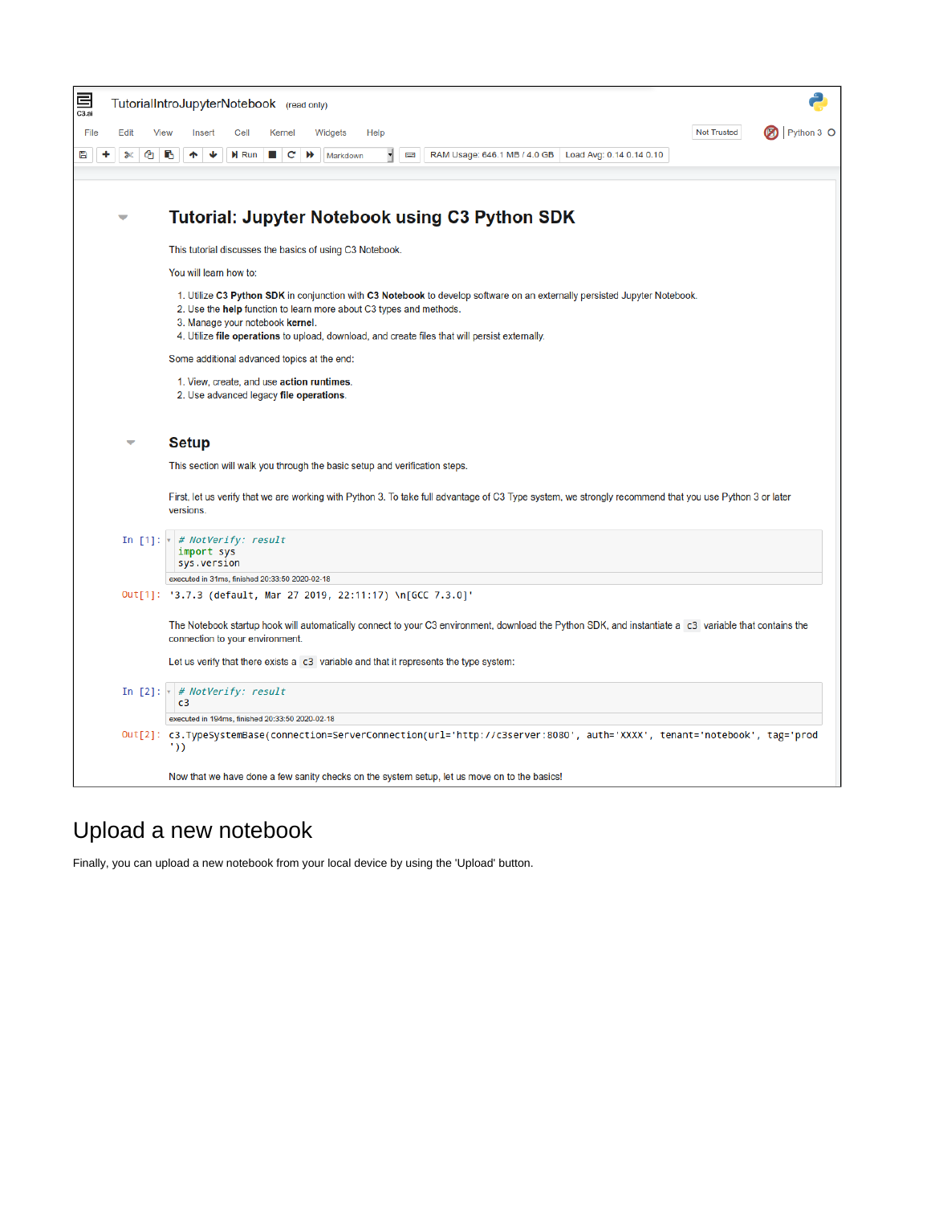TutorialIntroJupyterNotebook (read only)

File Edit View Insert Cell Kernel Widgets Help

Not Trusted | Python 3

Run | Markdown | RAM Usage: 646.1 MB / 4.0 GB | Load Avg: 0.14 0.14 0.10

## Tutorial: Jupyter Notebook using C3 Python SDK

This tutorial discusses the basics of using C3 Notebook.

You will learn how to:

1. Utilize **C3 Python SDK** in conjunction with **C3 Notebook** to develop software on an externally persisted Jupyter Notebook.
2. Use the **help** function to learn more about C3 types and methods.
3. Manage your notebook **kernel**.
4. Utilize **file operations** to upload, download, and create files that will persist externally.

Some additional advanced topics at the end:

1. View, create, and use **action runtimes**.
2. Use advanced legacy **file operations**.

### Setup

This section will walk you through the basic setup and verification steps.

First, let us verify that we are working with Python 3. To take full advantage of C3 Type system, we strongly recommend that you use Python 3 or later versions.

In [1]:
```
# NotVerify: result
import sys
sys.version
```
executed in 31ms, finished 20:33:50 2020-02-18

Out[1]:
```
'3.7.3 (default, Mar 27 2019, 22:11:17) \n[GCC 7.3.0]'
```

The Notebook startup hook will automatically connect to your C3 environment, download the Python SDK, and instantiate a `c3` variable that contains the connection to your environment.

Let us verify that there exists a `c3` variable and that it represents the type system:

In [2]:
```
# NotVerify: result
c3
```
executed in 194ms, finished 20:33:50 2020-02-18

Out[2]:
```
c3.TypeSystemBase(connection=ServerConnection(url='http://c3server:8080', auth='XXXX', tenant='notebook', tag='prod
'))
```

Now that we have done a few sanity checks on the system setup, let us move on to the basics!

# Upload a new notebook

Finally, you can upload a new notebook from your local device by using the 'Upload' button.